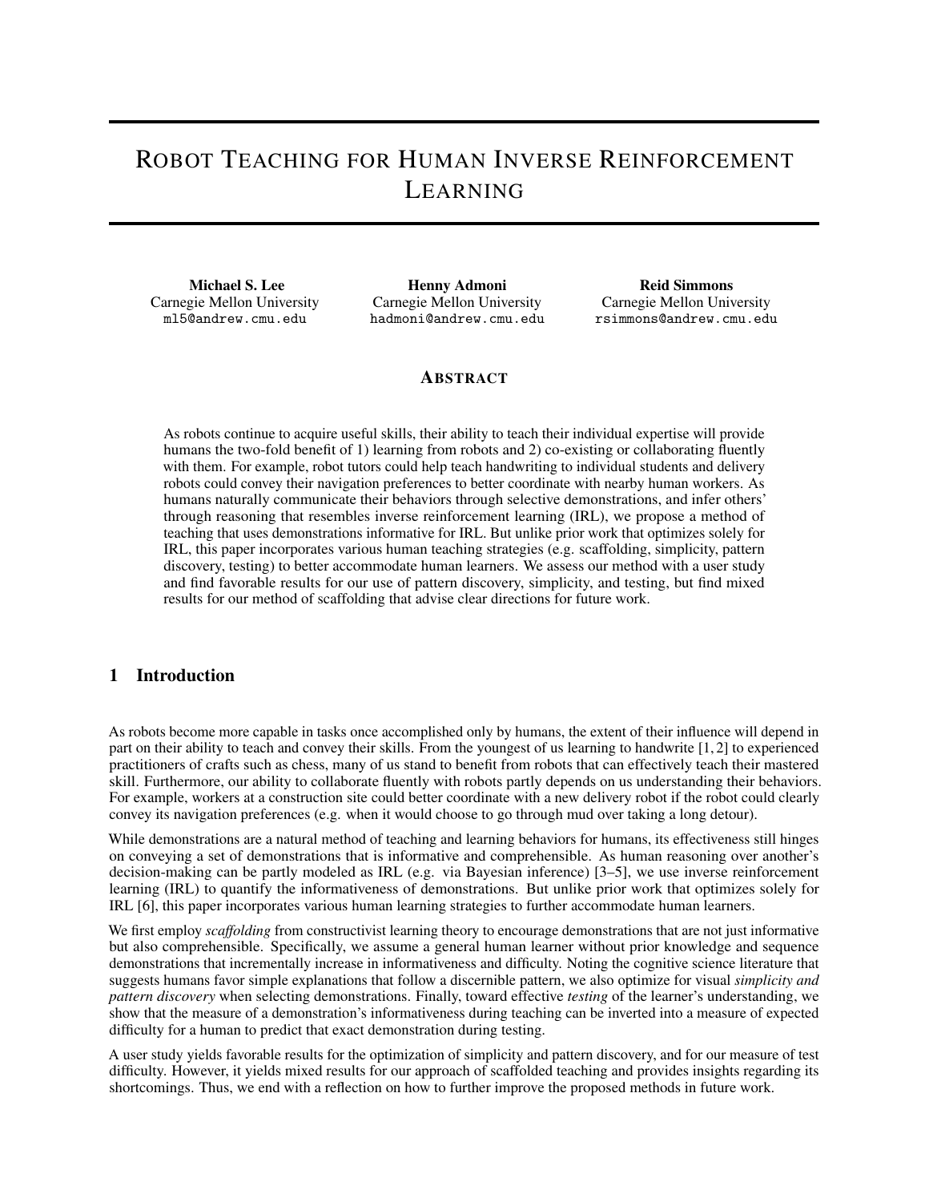# ROBOT TEACHING FOR HUMAN INVERSE REINFORCEMENT LEARNING

**Michael S. Lee**
Carnegie Mellon University
ml5@andrew.cmu.edu

**Henny Admoni**
Carnegie Mellon University
hadmoni@andrew.cmu.edu

**Reid Simmons**
Carnegie Mellon University
rsimmons@andrew.cmu.edu

## ABSTRACT

As robots continue to acquire useful skills, their ability to teach their individual expertise will provide humans the two-fold benefit of 1) learning from robots and 2) co-existing or collaborating fluently with them. For example, robot tutors could help teach handwriting to individual students and delivery robots could convey their navigation preferences to better coordinate with nearby human workers. As humans naturally communicate their behaviors through selective demonstrations, and infer others' through reasoning that resembles inverse reinforcement learning (IRL), we propose a method of teaching that uses demonstrations informative for IRL. But unlike prior work that optimizes solely for IRL, this paper incorporates various human teaching strategies (e.g. scaffolding, simplicity, pattern discovery, testing) to better accommodate human learners. We assess our method with a user study and find favorable results for our use of pattern discovery, simplicity, and testing, but find mixed results for our method of scaffolding that advise clear directions for future work.

## 1 Introduction

As robots become more capable in tasks once accomplished only by humans, the extent of their influence will depend in part on their ability to teach and convey their skills. From the youngest of us learning to handwrite [1, 2] to experienced practitioners of crafts such as chess, many of us stand to benefit from robots that can effectively teach their mastered skill. Furthermore, our ability to collaborate fluently with robots partly depends on us understanding their behaviors. For example, workers at a construction site could better coordinate with a new delivery robot if the robot could clearly convey its navigation preferences (e.g. when it would choose to go through mud over taking a long detour).

While demonstrations are a natural method of teaching and learning behaviors for humans, its effectiveness still hinges on conveying a set of demonstrations that is informative and comprehensible. As human reasoning over another's decision-making can be partly modeled as IRL (e.g. via Bayesian inference) [3–5], we use inverse reinforcement learning (IRL) to quantify the informativeness of demonstrations. But unlike prior work that optimizes solely for IRL [6], this paper incorporates various human learning strategies to further accommodate human learners.

We first employ *scaffolding* from constructivist learning theory to encourage demonstrations that are not just informative but also comprehensible. Specifically, we assume a general human learner without prior knowledge and sequence demonstrations that incrementally increase in informativeness and difficulty. Noting the cognitive science literature that suggests humans favor simple explanations that follow a discernible pattern, we also optimize for visual *simplicity and pattern discovery* when selecting demonstrations. Finally, toward effective *testing* of the learner's understanding, we show that the measure of a demonstration's informativeness during teaching can be inverted into a measure of expected difficulty for a human to predict that exact demonstration during testing.

A user study yields favorable results for the optimization of simplicity and pattern discovery, and for our measure of test difficulty. However, it yields mixed results for our approach of scaffolded teaching and provides insights regarding its shortcomings. Thus, we end with a reflection on how to further improve the proposed methods in future work.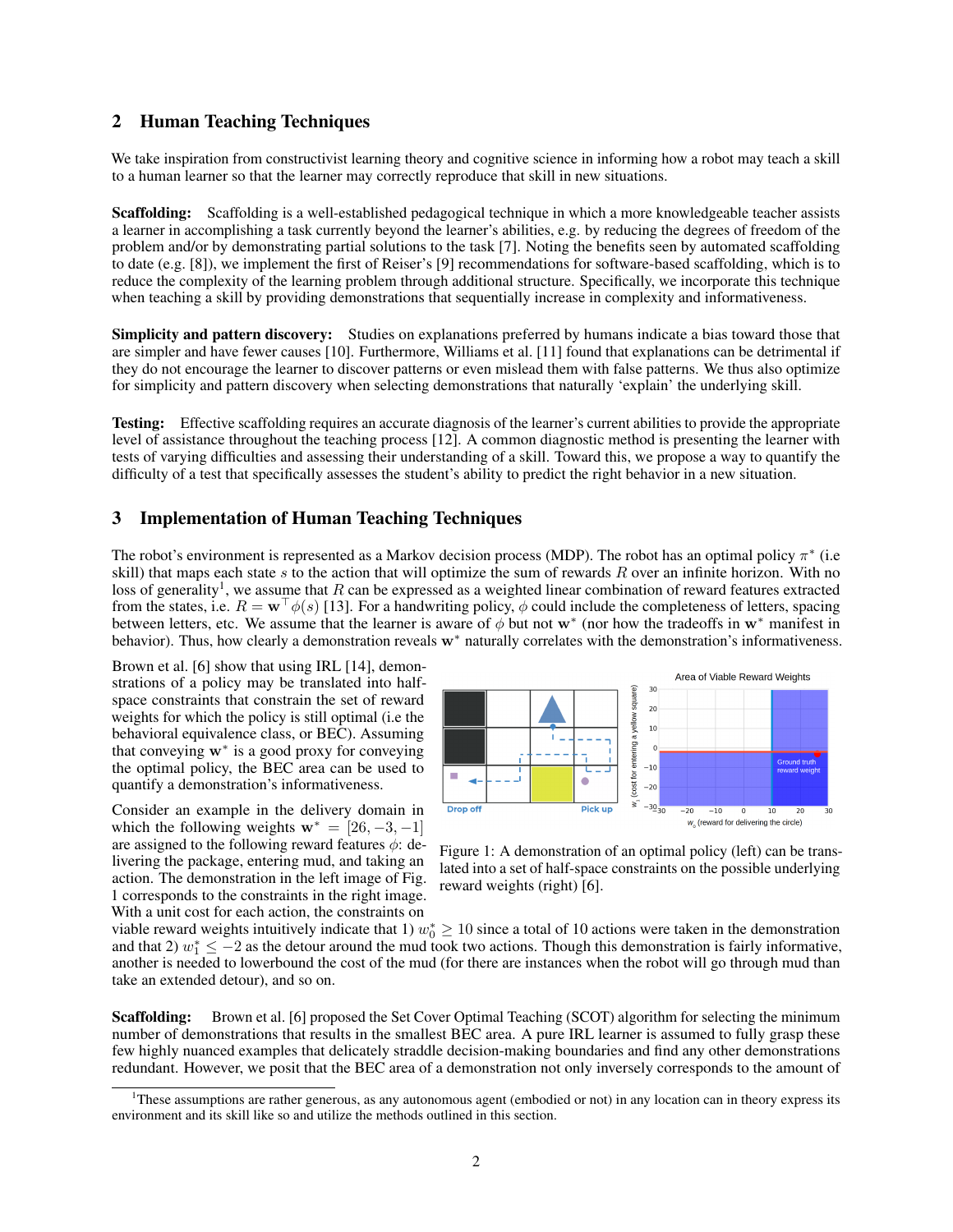## 2 Human Teaching Techniques

We take inspiration from constructivist learning theory and cognitive science in informing how a robot may teach a skill to a human learner so that the learner may correctly reproduce that skill in new situations.

**Scaffolding:** Scaffolding is a well-established pedagogical technique in which a more knowledgeable teacher assists a learner in accomplishing a task currently beyond the learner's abilities, e.g. by reducing the degrees of freedom of the problem and/or by demonstrating partial solutions to the task [7]. Noting the benefits seen by automated scaffolding to date (e.g. [8]), we implement the first of Reiser's [9] recommendations for software-based scaffolding, which is to reduce the complexity of the learning problem through additional structure. Specifically, we incorporate this technique when teaching a skill by providing demonstrations that sequentially increase in complexity and informativeness.

**Simplicity and pattern discovery:** Studies on explanations preferred by humans indicate a bias toward those that are simpler and have fewer causes [10]. Furthermore, Williams et al. [11] found that explanations can be detrimental if they do not encourage the learner to discover patterns or even mislead them with false patterns. We thus also optimize for simplicity and pattern discovery when selecting demonstrations that naturally 'explain' the underlying skill.

**Testing:** Effective scaffolding requires an accurate diagnosis of the learner's current abilities to provide the appropriate level of assistance throughout the teaching process [12]. A common diagnostic method is presenting the learner with tests of varying difficulties and assessing their understanding of a skill. Toward this, we propose a way to quantify the difficulty of a test that specifically assesses the student's ability to predict the right behavior in a new situation.

## 3 Implementation of Human Teaching Techniques

The robot's environment is represented as a Markov decision process (MDP). The robot has an optimal policy $\pi^*$ (i.e skill) that maps each state $s$ to the action that will optimize the sum of rewards $R$ over an infinite horizon. With no loss of generality[1], we assume that $R$ can be expressed as a weighted linear combination of reward features extracted from the states, i.e. $R = \mathbf{w}^\top \phi(s)$ [13]. For a handwriting policy, $\phi$ could include the completeness of letters, spacing between letters, etc. We assume that the learner is aware of $\phi$ but not $\mathbf{w}^*$ (nor how the tradeoffs in $\mathbf{w}^*$ manifest in behavior). Thus, how clearly a demonstration reveals $\mathbf{w}^*$ naturally correlates with the demonstration's informativeness.

Brown et al. [6] show that using IRL [14], demonstrations of a policy may be translated into half-space constraints that constrain the set of reward weights for which the policy is still optimal (i.e the behavioral equivalence class, or BEC). Assuming that conveying $\mathbf{w}^*$ is a good proxy for conveying the optimal policy, the BEC area can be used to quantify a demonstration's informativeness.

Consider an example in the delivery domain in which the following weights $\mathbf{w}^* = [26, -3, -1]$ are assigned to the following reward features $\phi$: delivering the package, entering mud, and taking an action. The demonstration in the left image of Fig. 1 corresponds to the constraints in the right image. With a unit cost for each action, the constraints on viable reward weights intuitively indicate that 1) $w_0^* \geq 10$ since a total of 10 actions were taken in the demonstration and that 2) $w_1^* \leq -2$ as the detour around the mud took two actions. Though this demonstration is fairly informative, another is needed to lowerbound the cost of the mud (for there are instances when the robot will go through mud than take an extended detour), and so on.

Figure 1: A demonstration of an optimal policy (left) can be translated into a set of half-space constraints on the possible underlying reward weights (right) [6].

**Scaffolding:** Brown et al. [6] proposed the Set Cover Optimal Teaching (SCOT) algorithm for selecting the minimum number of demonstrations that results in the smallest BEC area. A pure IRL learner is assumed to fully grasp these few highly nuanced examples that delicately straddle decision-making boundaries and find any other demonstrations redundant. However, we posit that the BEC area of a demonstration not only inversely corresponds to the amount of

[1] These assumptions are rather generous, as any autonomous agent (embodied or not) in any location can in theory express its environment and its skill like so and utilize the methods outlined in this section.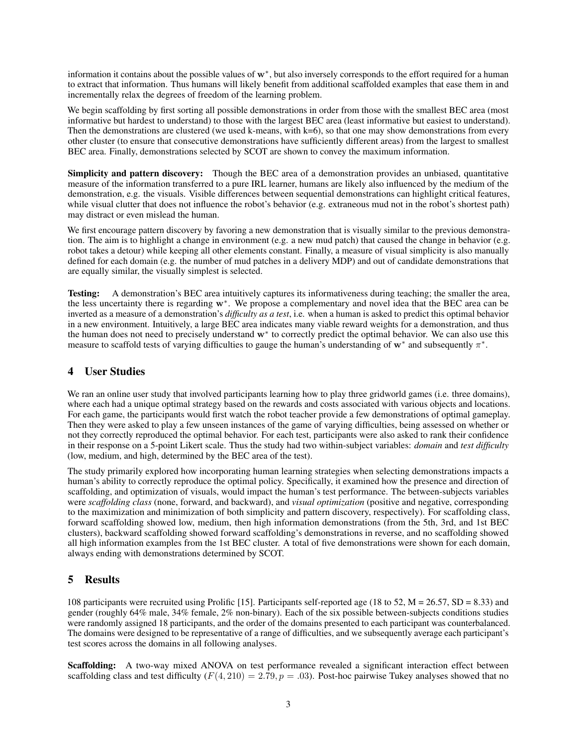information it contains about the possible values of $\mathbf{w}^*$, but also inversely corresponds to the effort required for a human to extract that information. Thus humans will likely benefit from additional scaffolded examples that ease them in and incrementally relax the degrees of freedom of the learning problem.

We begin scaffolding by first sorting all possible demonstrations in order from those with the smallest BEC area (most informative but hardest to understand) to those with the largest BEC area (least informative but easiest to understand). Then the demonstrations are clustered (we used k-means, with k=6), so that one may show demonstrations from every other cluster (to ensure that consecutive demonstrations have sufficiently different areas) from the largest to smallest BEC area. Finally, demonstrations selected by SCOT are shown to convey the maximum information.

**Simplicity and pattern discovery:** Though the BEC area of a demonstration provides an unbiased, quantitative measure of the information transferred to a pure IRL learner, humans are likely also influenced by the medium of the demonstration, e.g. the visuals. Visible differences between sequential demonstrations can highlight critical features, while visual clutter that does not influence the robot's behavior (e.g. extraneous mud not in the robot's shortest path) may distract or even mislead the human.

We first encourage pattern discovery by favoring a new demonstration that is visually similar to the previous demonstration. The aim is to highlight a change in environment (e.g. a new mud patch) that caused the change in behavior (e.g. robot takes a detour) while keeping all other elements constant. Finally, a measure of visual simplicity is also manually defined for each domain (e.g. the number of mud patches in a delivery MDP) and out of candidate demonstrations that are equally similar, the visually simplest is selected.

**Testing:** A demonstration's BEC area intuitively captures its informativeness during teaching; the smaller the area, the less uncertainty there is regarding $\mathbf{w}^*$. We propose a complementary and novel idea that the BEC area can be inverted as a measure of a demonstration's *difficulty as a test*, i.e. when a human is asked to predict this optimal behavior in a new environment. Intuitively, a large BEC area indicates many viable reward weights for a demonstration, and thus the human does not need to precisely understand $\mathbf{w}^*$ to correctly predict the optimal behavior. We can also use this measure to scaffold tests of varying difficulties to gauge the human's understanding of $\mathbf{w}^*$ and subsequently $\pi^*$.

## 4 User Studies

We ran an online user study that involved participants learning how to play three gridworld games (i.e. three domains), where each had a unique optimal strategy based on the rewards and costs associated with various objects and locations. For each game, the participants would first watch the robot teacher provide a few demonstrations of optimal gameplay. Then they were asked to play a few unseen instances of the game of varying difficulties, being assessed on whether or not they correctly reproduced the optimal behavior. For each test, participants were also asked to rank their confidence in their response on a 5-point Likert scale. Thus the study had two within-subject variables: *domain* and *test difficulty* (low, medium, and high, determined by the BEC area of the test).

The study primarily explored how incorporating human learning strategies when selecting demonstrations impacts a human's ability to correctly reproduce the optimal policy. Specifically, it examined how the presence and direction of scaffolding, and optimization of visuals, would impact the human's test performance. The between-subjects variables were *scaffolding class* (none, forward, and backward), and *visual optimization* (positive and negative, corresponding to the maximization and minimization of both simplicity and pattern discovery, respectively). For scaffolding class, forward scaffolding showed low, medium, then high information demonstrations (from the 5th, 3rd, and 1st BEC clusters), backward scaffolding showed forward scaffolding's demonstrations in reverse, and no scaffolding showed all high information examples from the 1st BEC cluster. A total of five demonstrations were shown for each domain, always ending with demonstrations determined by SCOT.

## 5 Results

108 participants were recruited using Prolific [15]. Participants self-reported age (18 to 52, M = 26.57, SD = 8.33) and gender (roughly 64% male, 34% female, 2% non-binary). Each of the six possible between-subjects conditions studies were randomly assigned 18 participants, and the order of the domains presented to each participant was counterbalanced. The domains were designed to be representative of a range of difficulties, and we subsequently average each participant's test scores across the domains in all following analyses.

**Scaffolding:** A two-way mixed ANOVA on test performance revealed a significant interaction effect between scaffolding class and test difficulty ($F(4, 210) = 2.79, p = .03$). Post-hoc pairwise Tukey analyses showed that no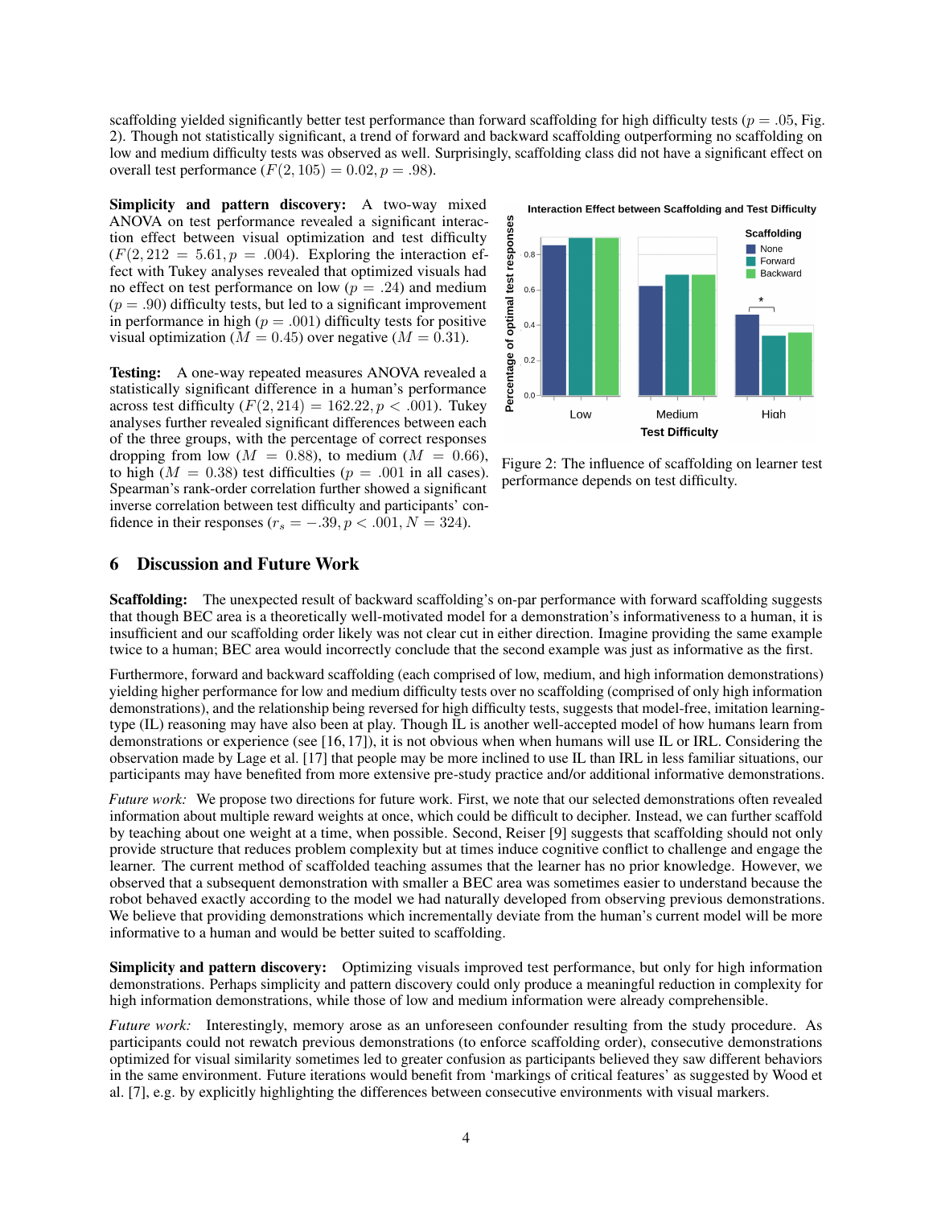scaffolding yielded significantly better test performance than forward scaffolding for high difficulty tests ($p = .05$, Fig. 2). Though not statistically significant, a trend of forward and backward scaffolding outperforming no scaffolding on low and medium difficulty tests was observed as well. Surprisingly, scaffolding class did not have a significant effect on overall test performance ($F(2, 105) = 0.02, p = .98$).

**Simplicity and pattern discovery:** A two-way mixed ANOVA on test performance revealed a significant interaction effect between visual optimization and test difficulty ($F(2, 212 = 5.61, p = .004)$. Exploring the interaction effect with Tukey analyses revealed that optimized visuals had no effect on test performance on low ($p = .24$) and medium ($p = .90$) difficulty tests, but led to a significant improvement in performance in high ($p = .001$) difficulty tests for positive visual optimization ($M = 0.45$) over negative ($M = 0.31$).

**Testing:** A one-way repeated measures ANOVA revealed a statistically significant difference in a human's performance across test difficulty ($F(2, 214) = 162.22, p < .001$). Tukey analyses further revealed significant differences between each of the three groups, with the percentage of correct responses dropping from low ($M = 0.88$), to medium ($M = 0.66$), to high ($M = 0.38$) test difficulties ($p = .001$ in all cases). Spearman's rank-order correlation further showed a significant inverse correlation between test difficulty and participants' confidence in their responses ($r_s = -.39, p < .001, N = 324$).

Figure 2: The influence of scaffolding on learner test performance depends on test difficulty.

## 6 Discussion and Future Work

**Scaffolding:** The unexpected result of backward scaffolding's on-par performance with forward scaffolding suggests that though BEC area is a theoretically well-motivated model for a demonstration's informativeness to a human, it is insufficient and our scaffolding order likely was not clear cut in either direction. Imagine providing the same example twice to a human; BEC area would incorrectly conclude that the second example was just as informative as the first.

Furthermore, forward and backward scaffolding (each comprised of low, medium, and high information demonstrations) yielding higher performance for low and medium difficulty tests over no scaffolding (comprised of only high information demonstrations), and the relationship being reversed for high difficulty tests, suggests that model-free, imitation learning-type (IL) reasoning may have also been at play. Though IL is another well-accepted model of how humans learn from demonstrations or experience (see [16, 17]), it is not obvious when when humans will use IL or IRL. Considering the observation made by Lage et al. [17] that people may be more inclined to use IL than IRL in less familiar situations, our participants may have benefited from more extensive pre-study practice and/or additional informative demonstrations.

*Future work:* We propose two directions for future work. First, we note that our selected demonstrations often revealed information about multiple reward weights at once, which could be difficult to decipher. Instead, we can further scaffold by teaching about one weight at a time, when possible. Second, Reiser [9] suggests that scaffolding should not only provide structure that reduces problem complexity but at times induce cognitive conflict to challenge and engage the learner. The current method of scaffolded teaching assumes that the learner has no prior knowledge. However, we observed that a subsequent demonstration with smaller a BEC area was sometimes easier to understand because the robot behaved exactly according to the model we had naturally developed from observing previous demonstrations. We believe that providing demonstrations which incrementally deviate from the human's current model will be more informative to a human and would be better suited to scaffolding.

**Simplicity and pattern discovery:** Optimizing visuals improved test performance, but only for high information demonstrations. Perhaps simplicity and pattern discovery could only produce a meaningful reduction in complexity for high information demonstrations, while those of low and medium information were already comprehensible.

*Future work:* Interestingly, memory arose as an unforeseen confounder resulting from the study procedure. As participants could not rewatch previous demonstrations (to enforce scaffolding order), consecutive demonstrations optimized for visual similarity sometimes led to greater confusion as participants believed they saw different behaviors in the same environment. Future iterations would benefit from 'markings of critical features' as suggested by Wood et al. [7], e.g. by explicitly highlighting the differences between consecutive environments with visual markers.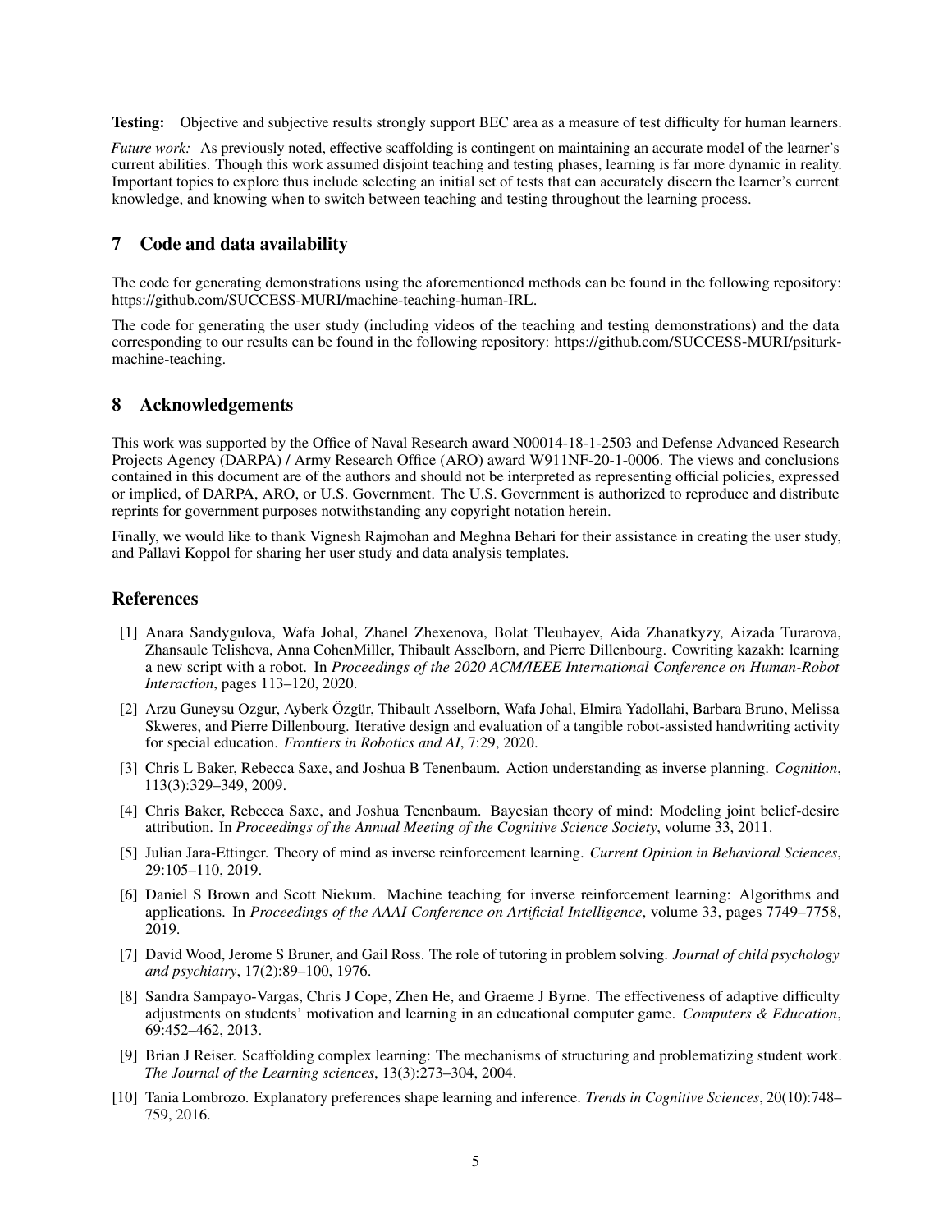**Testing:** Objective and subjective results strongly support BEC area as a measure of test difficulty for human learners.

*Future work:* As previously noted, effective scaffolding is contingent on maintaining an accurate model of the learner's current abilities. Though this work assumed disjoint teaching and testing phases, learning is far more dynamic in reality. Important topics to explore thus include selecting an initial set of tests that can accurately discern the learner's current knowledge, and knowing when to switch between teaching and testing throughout the learning process.

## 7 Code and data availability

The code for generating demonstrations using the aforementioned methods can be found in the following repository: https://github.com/SUCCESS-MURI/machine-teaching-human-IRL.

The code for generating the user study (including videos of the teaching and testing demonstrations) and the data corresponding to our results can be found in the following repository: https://github.com/SUCCESS-MURI/psiturk-machine-teaching.

## 8 Acknowledgements

This work was supported by the Office of Naval Research award N00014-18-1-2503 and Defense Advanced Research Projects Agency (DARPA) / Army Research Office (ARO) award W911NF-20-1-0006. The views and conclusions contained in this document are of the authors and should not be interpreted as representing official policies, expressed or implied, of DARPA, ARO, or U.S. Government. The U.S. Government is authorized to reproduce and distribute reprints for government purposes notwithstanding any copyright notation herein.

Finally, we would like to thank Vignesh Rajmohan and Meghna Behari for their assistance in creating the user study, and Pallavi Koppol for sharing her user study and data analysis templates.

## References

[1] Anara Sandygulova, Wafa Johal, Zhanel Zhexenova, Bolat Tleubayev, Aida Zhanatkyzy, Aizada Turarova, Zhansaule Telisheva, Anna CohenMiller, Thibault Asselborn, and Pierre Dillenbourg. Cowriting kazakh: learning a new script with a robot. In *Proceedings of the 2020 ACM/IEEE International Conference on Human-Robot Interaction*, pages 113–120, 2020.

[2] Arzu Guneysu Ozgur, Ayberk Özgür, Thibault Asselborn, Wafa Johal, Elmira Yadollahi, Barbara Bruno, Melissa Skweres, and Pierre Dillenbourg. Iterative design and evaluation of a tangible robot-assisted handwriting activity for special education. *Frontiers in Robotics and AI*, 7:29, 2020.

[3] Chris L Baker, Rebecca Saxe, and Joshua B Tenenbaum. Action understanding as inverse planning. *Cognition*, 113(3):329–349, 2009.

[4] Chris Baker, Rebecca Saxe, and Joshua Tenenbaum. Bayesian theory of mind: Modeling joint belief-desire attribution. In *Proceedings of the Annual Meeting of the Cognitive Science Society*, volume 33, 2011.

[5] Julian Jara-Ettinger. Theory of mind as inverse reinforcement learning. *Current Opinion in Behavioral Sciences*, 29:105–110, 2019.

[6] Daniel S Brown and Scott Niekum. Machine teaching for inverse reinforcement learning: Algorithms and applications. In *Proceedings of the AAAI Conference on Artificial Intelligence*, volume 33, pages 7749–7758, 2019.

[7] David Wood, Jerome S Bruner, and Gail Ross. The role of tutoring in problem solving. *Journal of child psychology and psychiatry*, 17(2):89–100, 1976.

[8] Sandra Sampayo-Vargas, Chris J Cope, Zhen He, and Graeme J Byrne. The effectiveness of adaptive difficulty adjustments on students' motivation and learning in an educational computer game. *Computers & Education*, 69:452–462, 2013.

[9] Brian J Reiser. Scaffolding complex learning: The mechanisms of structuring and problematizing student work. *The Journal of the Learning sciences*, 13(3):273–304, 2004.

[10] Tania Lombrozo. Explanatory preferences shape learning and inference. *Trends in Cognitive Sciences*, 20(10):748–759, 2016.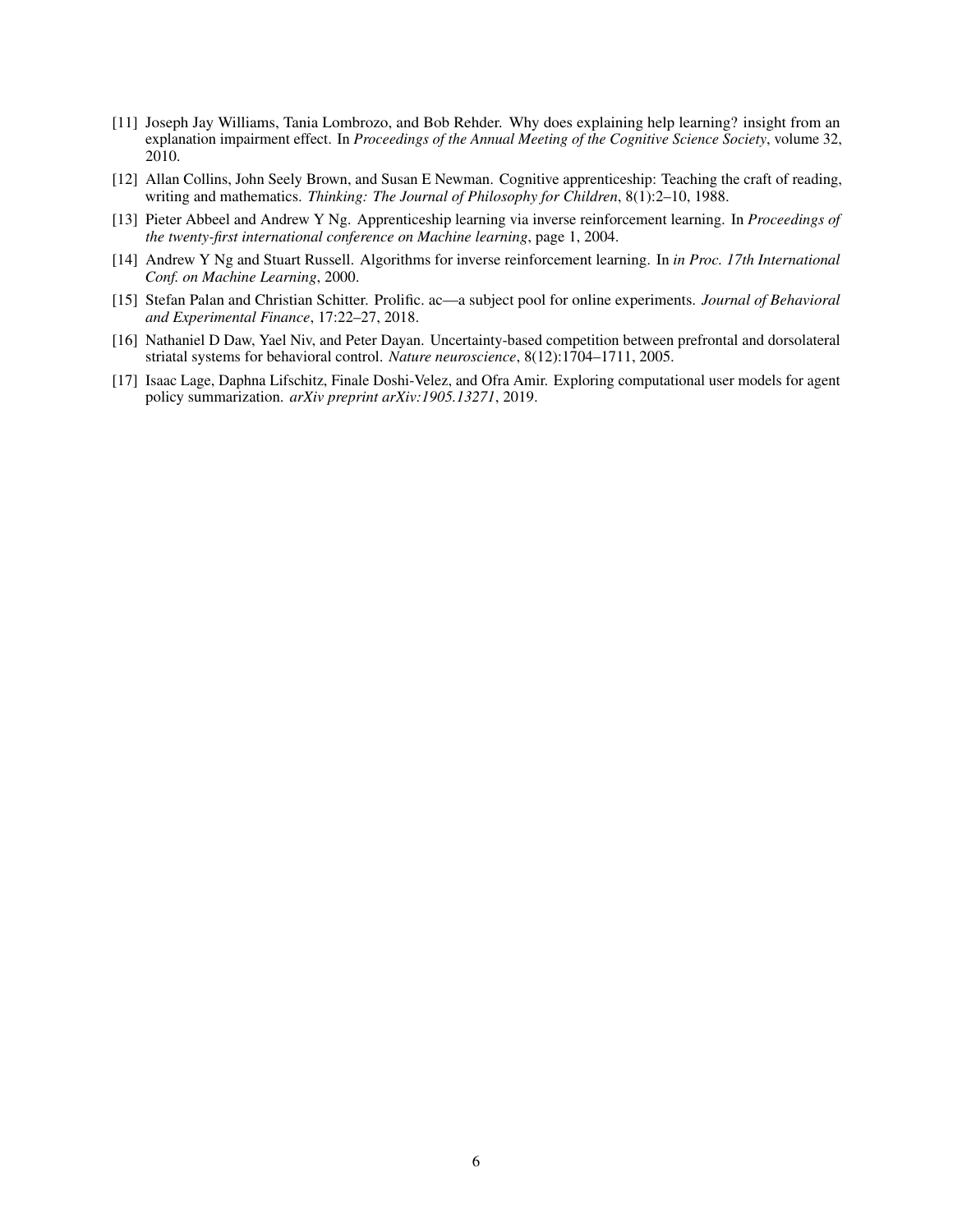[11] Joseph Jay Williams, Tania Lombrozo, and Bob Rehder. Why does explaining help learning? insight from an explanation impairment effect. In *Proceedings of the Annual Meeting of the Cognitive Science Society*, volume 32, 2010.

[12] Allan Collins, John Seely Brown, and Susan E Newman. Cognitive apprenticeship: Teaching the craft of reading, writing and mathematics. *Thinking: The Journal of Philosophy for Children*, 8(1):2–10, 1988.

[13] Pieter Abbeel and Andrew Y Ng. Apprenticeship learning via inverse reinforcement learning. In *Proceedings of the twenty-first international conference on Machine learning*, page 1, 2004.

[14] Andrew Y Ng and Stuart Russell. Algorithms for inverse reinforcement learning. In *in Proc. 17th International Conf. on Machine Learning*, 2000.

[15] Stefan Palan and Christian Schitter. Prolific. ac—a subject pool for online experiments. *Journal of Behavioral and Experimental Finance*, 17:22–27, 2018.

[16] Nathaniel D Daw, Yael Niv, and Peter Dayan. Uncertainty-based competition between prefrontal and dorsolateral striatal systems for behavioral control. *Nature neuroscience*, 8(12):1704–1711, 2005.

[17] Isaac Lage, Daphna Lifschitz, Finale Doshi-Velez, and Ofra Amir. Exploring computational user models for agent policy summarization. *arXiv preprint arXiv:1905.13271*, 2019.